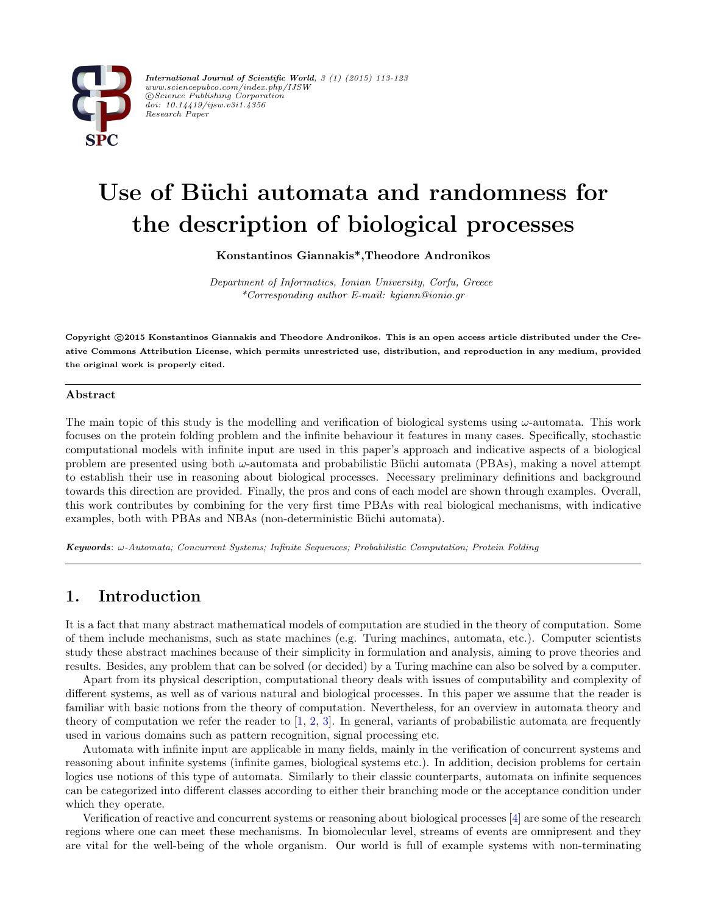// Use of Büchi automata and randomness for the description of biological processes

# Use of Büchi automata and randomness for the description of biological processes

**Konstantinos Giannakis*, Theodore Andronikos**

*Department of Informatics, Ionian University, Corfu, Greece*
*\*Corresponding author E-mail: kgiann@ionio.gr*

**Copyright ©2015 Konstantinos Giannakis and Theodore Andronikos. This is an open access article distributed under the Creative Commons Attribution License, which permits unrestricted use, distribution, and reproduction in any medium, provided the original work is properly cited.**

## Abstract

The main topic of this study is the modelling and verification of biological systems using $\omega$-automata. This work focuses on the protein folding problem and the infinite behaviour it features in many cases. Specifically, stochastic computational models with infinite input are used in this paper's approach and indicative aspects of a biological problem are presented using both $\omega$-automata and probabilistic Büchi automata (PBAs), making a novel attempt to establish their use in reasoning about biological processes. Necessary preliminary definitions and background towards this direction are provided. Finally, the pros and cons of each model are shown through examples. Overall, this work contributes by combining for the very first time PBAs with real biological mechanisms, with indicative examples, both with PBAs and NBAs (non-deterministic Büchi automata).

***Keywords***: *$\omega$-Automata; Concurrent Systems; Infinite Sequences; Probabilistic Computation; Protein Folding*

## 1. Introduction

It is a fact that many abstract mathematical models of computation are studied in the theory of computation. Some of them include mechanisms, such as state machines (e.g. Turing machines, automata, etc.). Computer scientists study these abstract machines because of their simplicity in formulation and analysis, aiming to prove theories and results. Besides, any problem that can be solved (or decided) by a Turing machine can also be solved by a computer.

Apart from its physical description, computational theory deals with issues of computability and complexity of different systems, as well as of various natural and biological processes. In this paper we assume that the reader is familiar with basic notions from the theory of computation. Nevertheless, for an overview in automata theory and theory of computation we refer the reader to [1, 2, 3]. In general, variants of probabilistic automata are frequently used in various domains such as pattern recognition, signal processing etc.

Automata with infinite input are applicable in many fields, mainly in the verification of concurrent systems and reasoning about infinite systems (infinite games, biological systems etc.). In addition, decision problems for certain logics use notions of this type of automata. Similarly to their classic counterparts, automata on infinite sequences can be categorized into different classes according to either their branching mode or the acceptance condition under which they operate.

Verification of reactive and concurrent systems or reasoning about biological processes [4] are some of the research regions where one can meet these mechanisms. In biomolecular level, streams of events are omnipresent and they are vital for the well-being of the whole organism. Our world is full of example systems with non-terminating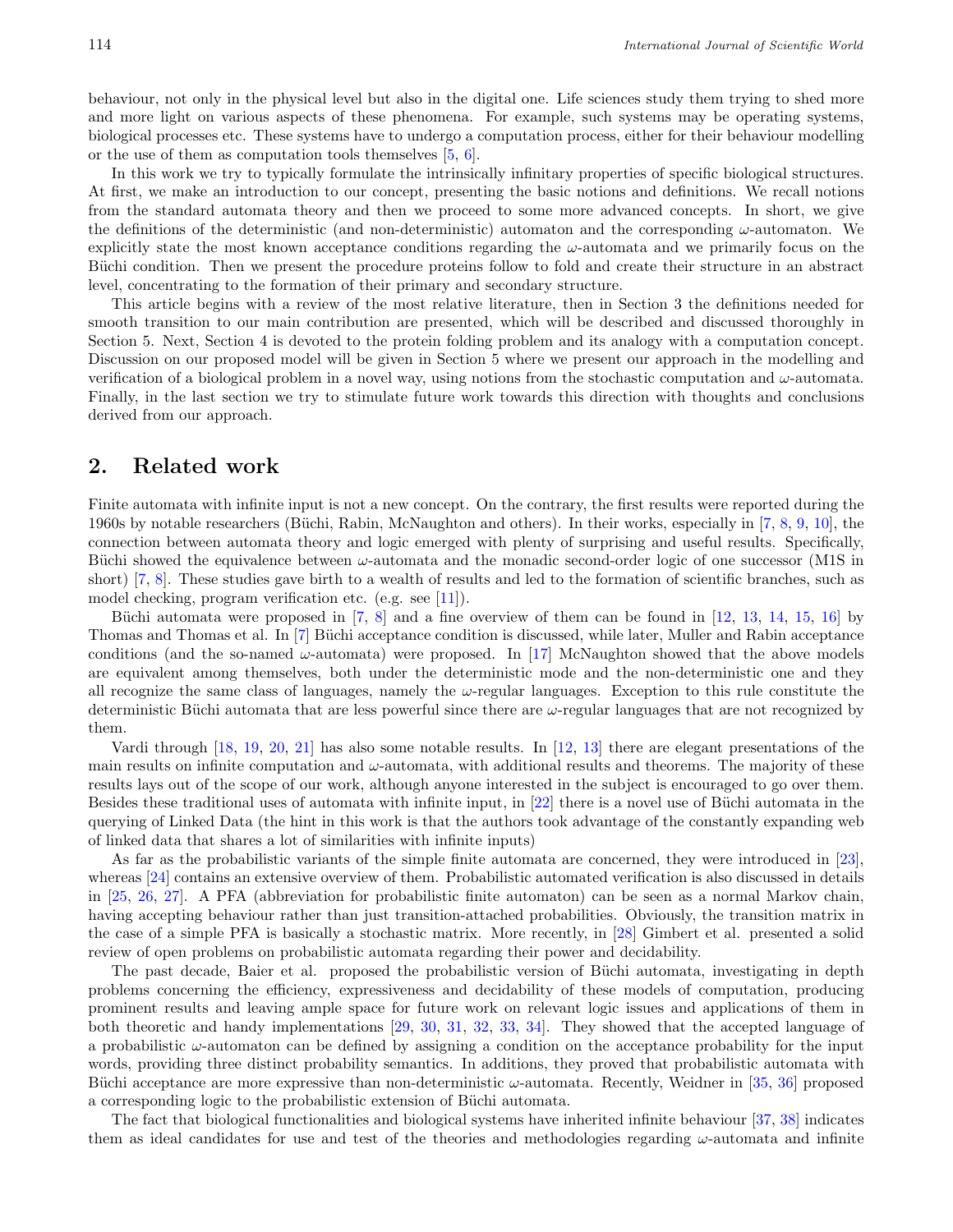behaviour, not only in the physical level but also in the digital one. Life sciences study them trying to shed more and more light on various aspects of these phenomena. For example, such systems may be operating systems, biological processes etc. These systems have to undergo a computation process, either for their behaviour modelling or the use of them as computation tools themselves [5, 6].

In this work we try to typically formulate the intrinsically infinitary properties of specific biological structures. At first, we make an introduction to our concept, presenting the basic notions and definitions. We recall notions from the standard automata theory and then we proceed to some more advanced concepts. In short, we give the definitions of the deterministic (and non-deterministic) automaton and the corresponding $\omega$-automaton. We explicitly state the most known acceptance conditions regarding the $\omega$-automata and we primarily focus on the Büchi condition. Then we present the procedure proteins follow to fold and create their structure in an abstract level, concentrating to the formation of their primary and secondary structure.

This article begins with a review of the most relative literature, then in Section 3 the definitions needed for smooth transition to our main contribution are presented, which will be described and discussed thoroughly in Section 5. Next, Section 4 is devoted to the protein folding problem and its analogy with a computation concept. Discussion on our proposed model will be given in Section 5 where we present our approach in the modelling and verification of a biological problem in a novel way, using notions from the stochastic computation and $\omega$-automata. Finally, in the last section we try to stimulate future work towards this direction with thoughts and conclusions derived from our approach.

## 2. Related work

Finite automata with infinite input is not a new concept. On the contrary, the first results were reported during the 1960s by notable researchers (Büchi, Rabin, McNaughton and others). In their works, especially in [7, 8, 9, 10], the connection between automata theory and logic emerged with plenty of surprising and useful results. Specifically, Büchi showed the equivalence between $\omega$-automata and the monadic second-order logic of one successor (M1S in short) [7, 8]. These studies gave birth to a wealth of results and led to the formation of scientific branches, such as model checking, program verification etc. (e.g. see [11]).

Büchi automata were proposed in [7, 8] and a fine overview of them can be found in [12, 13, 14, 15, 16] by Thomas and Thomas et al. In [7] Büchi acceptance condition is discussed, while later, Muller and Rabin acceptance conditions (and the so-named $\omega$-automata) were proposed. In [17] McNaughton showed that the above models are equivalent among themselves, both under the deterministic mode and the non-deterministic one and they all recognize the same class of languages, namely the $\omega$-regular languages. Exception to this rule constitute the deterministic Büchi automata that are less powerful since there are $\omega$-regular languages that are not recognized by them.

Vardi through [18, 19, 20, 21] has also some notable results. In [12, 13] there are elegant presentations of the main results on infinite computation and $\omega$-automata, with additional results and theorems. The majority of these results lays out of the scope of our work, although anyone interested in the subject is encouraged to go over them. Besides these traditional uses of automata with infinite input, in [22] there is a novel use of Büchi automata in the querying of Linked Data (the hint in this work is that the authors took advantage of the constantly expanding web of linked data that shares a lot of similarities with infinite inputs)

As far as the probabilistic variants of the simple finite automata are concerned, they were introduced in [23], whereas [24] contains an extensive overview of them. Probabilistic automated verification is also discussed in details in [25, 26, 27]. A PFA (abbreviation for probabilistic finite automaton) can be seen as a normal Markov chain, having accepting behaviour rather than just transition-attached probabilities. Obviously, the transition matrix in the case of a simple PFA is basically a stochastic matrix. More recently, in [28] Gimbert et al. presented a solid review of open problems on probabilistic automata regarding their power and decidability.

The past decade, Baier et al. proposed the probabilistic version of Büchi automata, investigating in depth problems concerning the efficiency, expressiveness and decidability of these models of computation, producing prominent results and leaving ample space for future work on relevant logic issues and applications of them in both theoretic and handy implementations [29, 30, 31, 32, 33, 34]. They showed that the accepted language of a probabilistic $\omega$-automaton can be defined by assigning a condition on the acceptance probability for the input words, providing three distinct probability semantics. In additions, they proved that probabilistic automata with Büchi acceptance are more expressive than non-deterministic $\omega$-automata. Recently, Weidner in [35, 36] proposed a corresponding logic to the probabilistic extension of Büchi automata.

The fact that biological functionalities and biological systems have inherited infinite behaviour [37, 38] indicates them as ideal candidates for use and test of the theories and methodologies regarding $\omega$-automata and infinite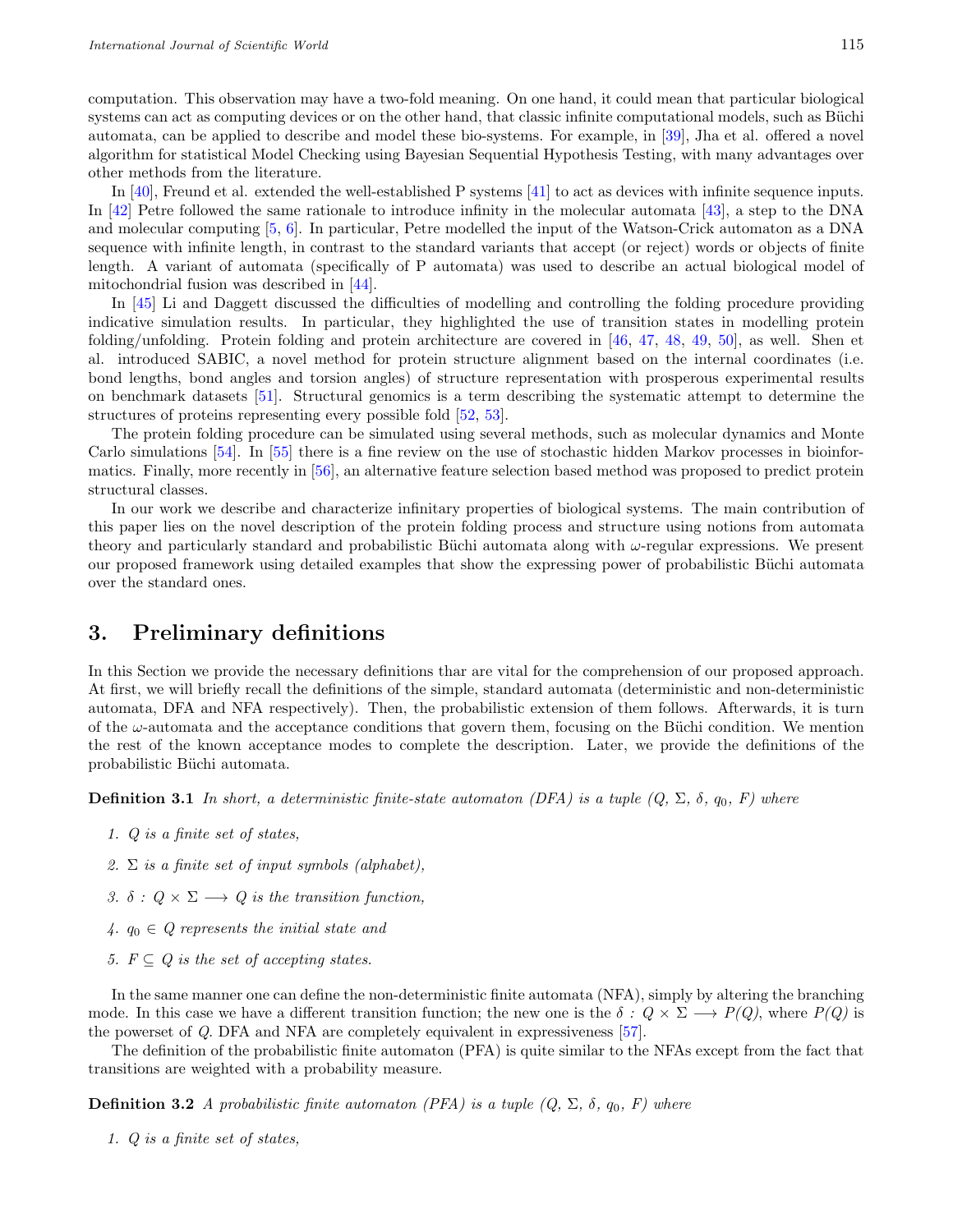computation. This observation may have a two-fold meaning. On one hand, it could mean that particular biological systems can act as computing devices or on the other hand, that classic infinite computational models, such as Büchi automata, can be applied to describe and model these bio-systems. For example, in [39], Jha et al. offered a novel algorithm for statistical Model Checking using Bayesian Sequential Hypothesis Testing, with many advantages over other methods from the literature.

In [40], Freund et al. extended the well-established P systems [41] to act as devices with infinite sequence inputs. In [42] Petre followed the same rationale to introduce infinity in the molecular automata [43], a step to the DNA and molecular computing [5, 6]. In particular, Petre modelled the input of the Watson-Crick automaton as a DNA sequence with infinite length, in contrast to the standard variants that accept (or reject) words or objects of finite length. A variant of automata (specifically of P automata) was used to describe an actual biological model of mitochondrial fusion was described in [44].

In [45] Li and Daggett discussed the difficulties of modelling and controlling the folding procedure providing indicative simulation results. In particular, they highlighted the use of transition states in modelling protein folding/unfolding. Protein folding and protein architecture are covered in [46, 47, 48, 49, 50], as well. Shen et al. introduced SABIC, a novel method for protein structure alignment based on the internal coordinates (i.e. bond lengths, bond angles and torsion angles) of structure representation with prosperous experimental results on benchmark datasets [51]. Structural genomics is a term describing the systematic attempt to determine the structures of proteins representing every possible fold [52, 53].

The protein folding procedure can be simulated using several methods, such as molecular dynamics and Monte Carlo simulations [54]. In [55] there is a fine review on the use of stochastic hidden Markov processes in bioinformatics. Finally, more recently in [56], an alternative feature selection based method was proposed to predict protein structural classes.

In our work we describe and characterize infinitary properties of biological systems. The main contribution of this paper lies on the novel description of the protein folding process and structure using notions from automata theory and particularly standard and probabilistic Büchi automata along with $\omega$-regular expressions. We present our proposed framework using detailed examples that show the expressing power of probabilistic Büchi automata over the standard ones.

## 3. Preliminary definitions

In this Section we provide the necessary definitions thar are vital for the comprehension of our proposed approach. At first, we will briefly recall the definitions of the simple, standard automata (deterministic and non-deterministic automata, DFA and NFA respectively). Then, the probabilistic extension of them follows. Afterwards, it is turn of the $\omega$-automata and the acceptance conditions that govern them, focusing on the Büchi condition. We mention the rest of the known acceptance modes to complete the description. Later, we provide the definitions of the probabilistic Büchi automata.

**Definition 3.1** *In short, a deterministic finite-state automaton (DFA) is a tuple ($Q$, $\Sigma$, $\delta$, $q_0$, $F$) where*

1. *$Q$ is a finite set of states,*
2. *$\Sigma$ is a finite set of input symbols (alphabet),*
3. *$\delta : Q \times \Sigma \longrightarrow Q$ is the transition function,*
4. *$q_0 \in Q$ represents the initial state and*
5. *$F \subseteq Q$ is the set of accepting states.*

In the same manner one can define the non-deterministic finite automata (NFA), simply by altering the branching mode. In this case we have a different transition function; the new one is the $\delta : Q \times \Sigma \longrightarrow P(Q)$, where $P(Q)$ is the powerset of $Q$. DFA and NFA are completely equivalent in expressiveness [57].

The definition of the probabilistic finite automaton (PFA) is quite similar to the NFAs except from the fact that transitions are weighted with a probability measure.

**Definition 3.2** *A probabilistic finite automaton (PFA) is a tuple ($Q$, $\Sigma$, $\delta$, $q_0$, $F$) where*

1. *$Q$ is a finite set of states,*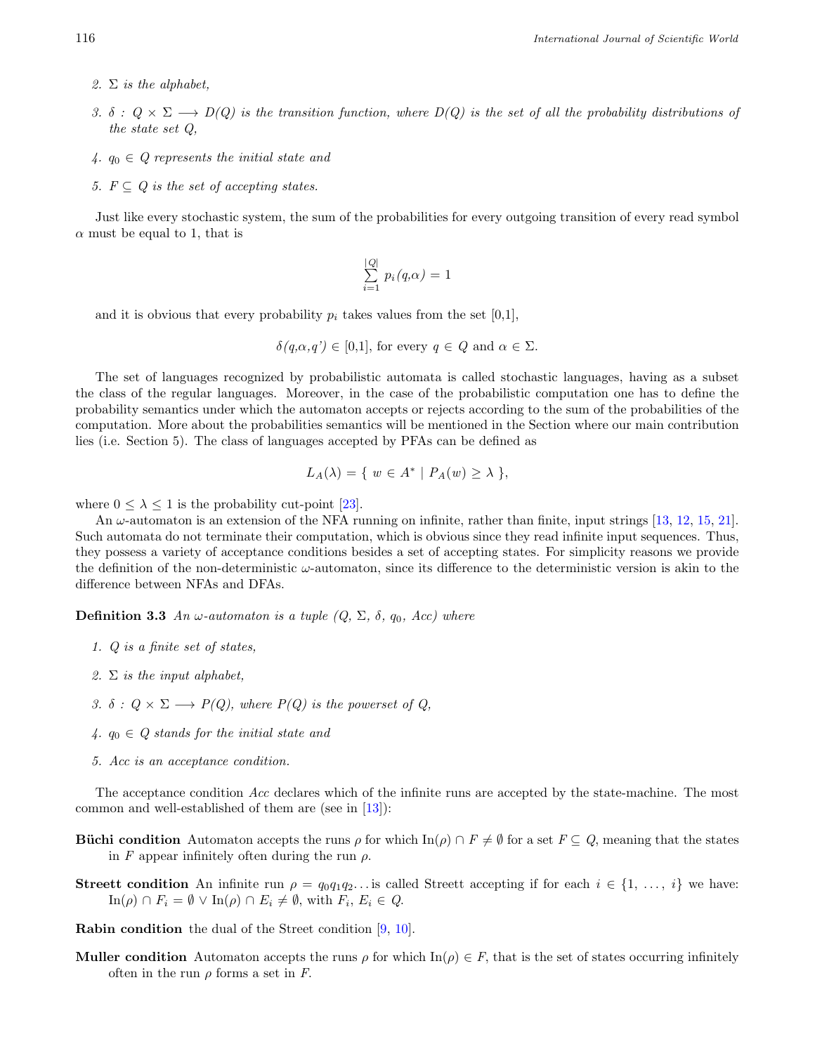2. $\Sigma$ *is the alphabet,*

3. $\delta : Q \times \Sigma \longrightarrow D(Q)$ *is the transition function, where* $D(Q)$ *is the set of all the probability distributions of the state set* $Q$*,*

4. $q_0 \in Q$ *represents the initial state and*

5. $F \subseteq Q$ *is the set of accepting states.*

Just like every stochastic system, the sum of the probabilities for every outgoing transition of every read symbol $\alpha$ must be equal to 1, that is

$$\sum_{i=1}^{|Q|} p_i(q,\alpha) = 1$$

and it is obvious that every probability $p_i$ takes values from the set [0,1],

$$\delta(q,\alpha,q') \in [0,1], \text{ for every } q \in Q \text{ and } \alpha \in \Sigma.$$

The set of languages recognized by probabilistic automata is called stochastic languages, having as a subset the class of the regular languages. Moreover, in the case of the probabilistic computation one has to define the probability semantics under which the automaton accepts or rejects according to the sum of the probabilities of the computation. More about the probabilities semantics will be mentioned in the Section where our main contribution lies (i.e. Section 5). The class of languages accepted by PFAs can be defined as

$$L_A(\lambda) = \{\ w \in A^* \mid P_A(w) \geq \lambda\ \},$$

where $0 \leq \lambda \leq 1$ is the probability cut-point [23].

An $\omega$-automaton is an extension of the NFA running on infinite, rather than finite, input strings [13, 12, 15, 21]. Such automata do not terminate their computation, which is obvious since they read infinite input sequences. Thus, they possess a variety of acceptance conditions besides a set of accepting states. For simplicity reasons we provide the definition of the non-deterministic $\omega$-automaton, since its difference to the deterministic version is akin to the difference between NFAs and DFAs.

**Definition 3.3** *An* $\omega$*-automaton is a tuple* $(Q, \Sigma, \delta, q_0, Acc)$ *where*

1. $Q$ *is a finite set of states,*

2. $\Sigma$ *is the input alphabet,*

3. $\delta : Q \times \Sigma \longrightarrow P(Q)$*, where* $P(Q)$ *is the powerset of* $Q$*,*

4. $q_0 \in Q$ *stands for the initial state and*

5. *Acc is an acceptance condition.*

The acceptance condition *Acc* declares which of the infinite runs are accepted by the state-machine. The most common and well-established of them are (see in [13]):

**Büchi condition** Automaton accepts the runs $\rho$ for which $\text{In}(\rho) \cap F \neq \emptyset$ for a set $F \subseteq Q$, meaning that the states in $F$ appear infinitely often during the run $\rho$.

**Streett condition** An infinite run $\rho = q_0q_1q_2\ldots$ is called Streett accepting if for each $i \in \{1, \ldots, i\}$ we have: $\text{In}(\rho) \cap F_i = \emptyset \vee \text{In}(\rho) \cap E_i \neq \emptyset$, with $F_i$, $E_i \in Q$.

**Rabin condition** the dual of the Street condition [9, 10].

**Muller condition** Automaton accepts the runs $\rho$ for which $\text{In}(\rho) \in F$, that is the set of states occurring infinitely often in the run $\rho$ forms a set in $F$.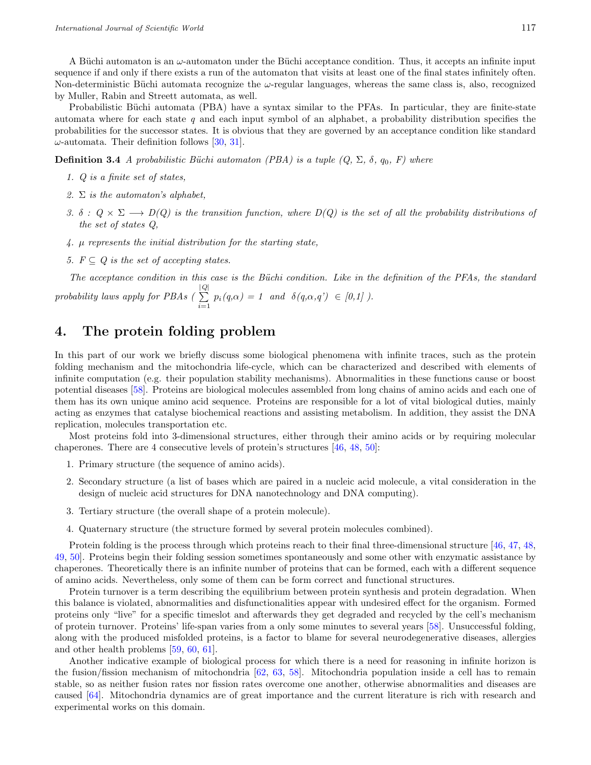A Büchi automaton is an $\omega$-automaton under the Büchi acceptance condition. Thus, it accepts an infinite input sequence if and only if there exists a run of the automaton that visits at least one of the final states infinitely often. Non-deterministic Büchi automata recognize the $\omega$-regular languages, whereas the same class is, also, recognized by Muller, Rabin and Streett automata, as well.

Probabilistic Büchi automata (PBA) have a syntax similar to the PFAs. In particular, they are finite-state automata where for each state $q$ and each input symbol of an alphabet, a probability distribution specifies the probabilities for the successor states. It is obvious that they are governed by an acceptance condition like standard $\omega$-automata. Their definition follows [30, 31].

**Definition 3.4** *A probabilistic Büchi automaton (PBA) is a tuple ($Q$, $\Sigma$, $\delta$, $q_0$, $F$) where*

1. *$Q$ is a finite set of states,*
2. *$\Sigma$ is the automaton's alphabet,*
3. *$\delta : Q \times \Sigma \longrightarrow D(Q)$ is the transition function, where $D(Q)$ is the set of all the probability distributions of the set of states $Q$,*
4. *$\mu$ represents the initial distribution for the starting state,*
5. *$F \subseteq Q$ is the set of accepting states.*

*The acceptance condition in this case is the Büchi condition. Like in the definition of the PFAs, the standard probability laws apply for PBAs ( $\sum_{i=1}^{|Q|} p_i(q,\alpha) = 1$ and $\delta(q,\alpha,q') \in [0,1]$ ).*

# 4. The protein folding problem

In this part of our work we briefly discuss some biological phenomena with infinite traces, such as the protein folding mechanism and the mitochondria life-cycle, which can be characterized and described with elements of infinite computation (e.g. their population stability mechanisms). Abnormalities in these functions cause or boost potential diseases [58]. Proteins are biological molecules assembled from long chains of amino acids and each one of them has its own unique amino acid sequence. Proteins are responsible for a lot of vital biological duties, mainly acting as enzymes that catalyse biochemical reactions and assisting metabolism. In addition, they assist the DNA replication, molecules transportation etc.

Most proteins fold into 3-dimensional structures, either through their amino acids or by requiring molecular chaperones. There are 4 consecutive levels of protein's structures [46, 48, 50]:

1. Primary structure (the sequence of amino acids).
2. Secondary structure (a list of bases which are paired in a nucleic acid molecule, a vital consideration in the design of nucleic acid structures for DNA nanotechnology and DNA computing).
3. Tertiary structure (the overall shape of a protein molecule).
4. Quaternary structure (the structure formed by several protein molecules combined).

Protein folding is the process through which proteins reach to their final three-dimensional structure [46, 47, 48, 49, 50]. Proteins begin their folding session sometimes spontaneously and some other with enzymatic assistance by chaperones. Theoretically there is an infinite number of proteins that can be formed, each with a different sequence of amino acids. Nevertheless, only some of them can be form correct and functional structures.

Protein turnover is a term describing the equilibrium between protein synthesis and protein degradation. When this balance is violated, abnormalities and disfunctionalities appear with undesired effect for the organism. Formed proteins only "live" for a specific timeslot and afterwards they get degraded and recycled by the cell's mechanism of protein turnover. Proteins' life-span varies from a only some minutes to several years [58]. Unsuccessful folding, along with the produced misfolded proteins, is a factor to blame for several neurodegenerative diseases, allergies and other health problems [59, 60, 61].

Another indicative example of biological process for which there is a need for reasoning in infinite horizon is the fusion/fission mechanism of mitochondria [62, 63, 58]. Mitochondria population inside a cell has to remain stable, so as neither fusion rates nor fission rates overcome one another, otherwise abnormalities and diseases are caused [64]. Mitochondria dynamics are of great importance and the current literature is rich with research and experimental works on this domain.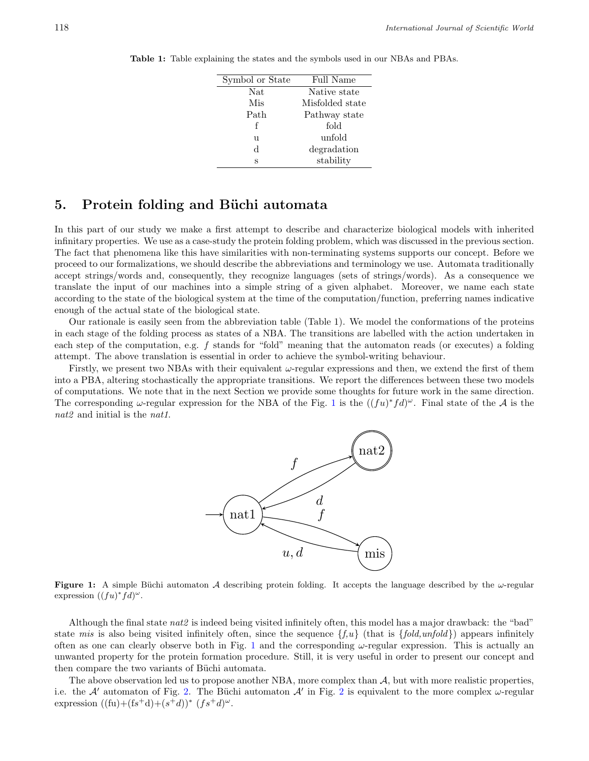**Table 1:** Table explaining the states and the symbols used in our NBAs and PBAs.

| Symbol or State | Full Name |
|---|---|
| Nat | Native state |
| Mis | Misfolded state |
| Path | Pathway state |
| f | fold |
| u | unfold |
| d | degradation |
| s | stability |

## 5. Protein folding and Büchi automata

In this part of our study we make a first attempt to describe and characterize biological models with inherited infinitary properties. We use as a case-study the protein folding problem, which was discussed in the previous section. The fact that phenomena like this have similarities with non-terminating systems supports our concept. Before we proceed to our formalizations, we should describe the abbreviations and terminology we use. Automata traditionally accept strings/words and, consequently, they recognize languages (sets of strings/words). As a consequence we translate the input of our machines into a simple string of a given alphabet. Moreover, we name each state according to the state of the biological system at the time of the computation/function, preferring names indicative enough of the actual state of the biological state.

Our rationale is easily seen from the abbreviation table (Table 1). We model the conformations of the proteins in each stage of the folding process as states of a NBA. The transitions are labelled with the action undertaken in each step of the computation, e.g. $f$ stands for "fold" meaning that the automaton reads (or executes) a folding attempt. The above translation is essential in order to achieve the symbol-writing behaviour.

Firstly, we present two NBAs with their equivalent $\omega$-regular expressions and then, we extend the first of them into a PBA, altering stochastically the appropriate transitions. We report the differences between these two models of computations. We note that in the next Section we provide some thoughts for future work in the same direction. The corresponding $\omega$-regular expression for the NBA of the Fig. 1 is the $((fu)^* fd)^\omega$. Final state of the $\mathcal{A}$ is the *nat2* and initial is the *nat1*.

**Figure 1:** A simple Büchi automaton $\mathcal{A}$ describing protein folding. It accepts the language described by the $\omega$-regular expression $((fu)^* fd)^\omega$.

Although the final state *nat2* is indeed being visited infinitely often, this model has a major drawback: the "bad" state *mis* is also being visited infinitely often, since the sequence $\{f,u\}$ (that is $\{fold, unfold\}$) appears infinitely often as one can clearly observe both in Fig. 1 and the corresponding $\omega$-regular expression. This is actually an unwanted property for the protein formation procedure. Still, it is very useful in order to present our concept and then compare the two variants of Büchi automata.

The above observation led us to propose another NBA, more complex than $\mathcal{A}$, but with more realistic properties, i.e. the $\mathcal{A}'$ automaton of Fig. 2. The Büchi automaton $\mathcal{A}'$ in Fig. 2 is equivalent to the more complex $\omega$-regular expression $((fu)+(fs^+d)+(s^+d))^*\ (fs^+d)^\omega$.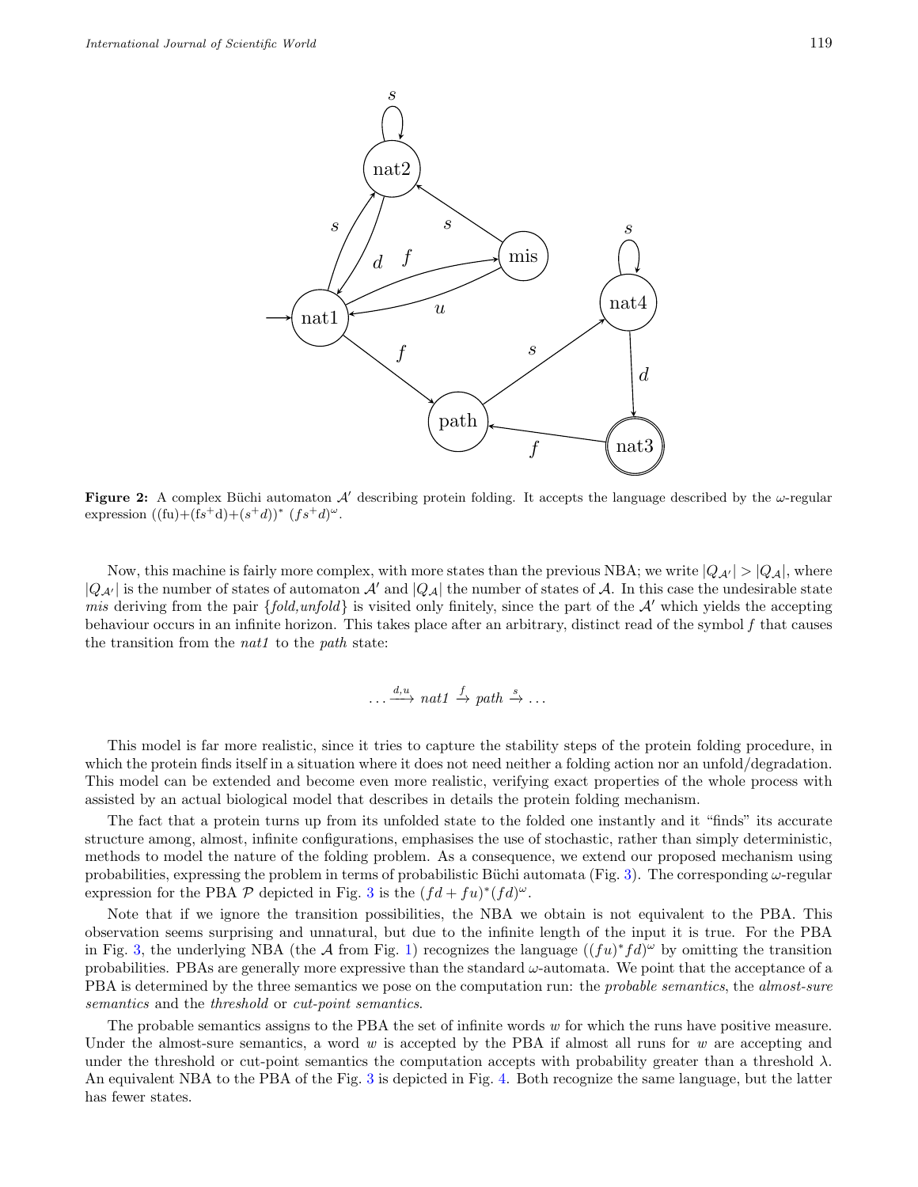**Figure 2:** A complex Büchi automaton $\mathcal{A}'$ describing protein folding. It accepts the language described by the ω-regular expression $((\text{fu})+(\text{fs}^+\text{d})+(s^+d))^*\ (fs^+d)^\omega$.

Now, this machine is fairly more complex, with more states than the previous NBA; we write $|Q_{\mathcal{A}'}| > |Q_{\mathcal{A}}|$, where $|Q_{\mathcal{A}'}|$ is the number of states of automaton $\mathcal{A}'$ and $|Q_{\mathcal{A}}|$ the number of states of $\mathcal{A}$. In this case the undesirable state *mis* deriving from the pair {*fold,unfold*} is visited only finitely, since the part of the $\mathcal{A}'$ which yields the accepting behaviour occurs in an infinite horizon. This takes place after an arbitrary, distinct read of the symbol $f$ that causes the transition from the *nat1* to the *path* state:

$$\ldots \xrightarrow{d,u} \textit{nat1} \xrightarrow{f} \textit{path} \xrightarrow{s} \ldots$$

This model is far more realistic, since it tries to capture the stability steps of the protein folding procedure, in which the protein finds itself in a situation where it does not need neither a folding action nor an unfold/degradation. This model can be extended and become even more realistic, verifying exact properties of the whole process with assisted by an actual biological model that describes in details the protein folding mechanism.

The fact that a protein turns up from its unfolded state to the folded one instantly and it "finds" its accurate structure among, almost, infinite configurations, emphasises the use of stochastic, rather than simply deterministic, methods to model the nature of the folding problem. As a consequence, we extend our proposed mechanism using probabilities, expressing the problem in terms of probabilistic Büchi automata (Fig. 3). The corresponding ω-regular expression for the PBA $\mathcal{P}$ depicted in Fig. 3 is the $(fd + fu)^*(fd)^\omega$.

Note that if we ignore the transition possibilities, the NBA we obtain is not equivalent to the PBA. This observation seems surprising and unnatural, but due to the infinite length of the input it is true. For the PBA in Fig. 3, the underlying NBA (the $\mathcal{A}$ from Fig. 1) recognizes the language $((fu)^*fd)^\omega$ by omitting the transition probabilities. PBAs are generally more expressive than the standard ω-automata. We point that the acceptance of a PBA is determined by the three semantics we pose on the computation run: the *probable semantics*, the *almost-sure semantics* and the *threshold* or *cut-point semantics*.

The probable semantics assigns to the PBA the set of infinite words $w$ for which the runs have positive measure. Under the almost-sure semantics, a word $w$ is accepted by the PBA if almost all runs for $w$ are accepting and under the threshold or cut-point semantics the computation accepts with probability greater than a threshold $\lambda$. An equivalent NBA to the PBA of the Fig. 3 is depicted in Fig. 4. Both recognize the same language, but the latter has fewer states.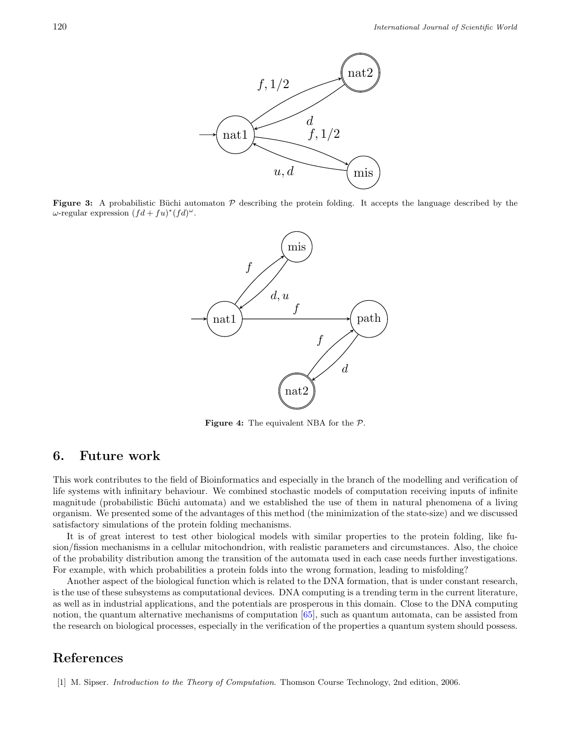**Figure 3:** A probabilistic Büchi automaton $\mathcal{P}$ describing the protein folding. It accepts the language described by the $\omega$-regular expression $(fd + fu)^*(fd)^\omega$.

**Figure 4:** The equivalent NBA for the $\mathcal{P}$.

## 6. Future work

This work contributes to the field of Bioinformatics and especially in the branch of the modelling and verification of life systems with infinitary behaviour. We combined stochastic models of computation receiving inputs of infinite magnitude (probabilistic Büchi automata) and we established the use of them in natural phenomena of a living organism. We presented some of the advantages of this method (the minimization of the state-size) and we discussed satisfactory simulations of the protein folding mechanisms.

It is of great interest to test other biological models with similar properties to the protein folding, like fusion/fission mechanisms in a cellular mitochondrion, with realistic parameters and circumstances. Also, the choice of the probability distribution among the transition of the automata used in each case needs further investigations. For example, with which probabilities a protein folds into the wrong formation, leading to misfolding?

Another aspect of the biological function which is related to the DNA formation, that is under constant research, is the use of these subsystems as computational devices. DNA computing is a trending term in the current literature, as well as in industrial applications, and the potentials are prosperous in this domain. Close to the DNA computing notion, the quantum alternative mechanisms of computation [65], such as quantum automata, can be assisted from the research on biological processes, especially in the verification of the properties a quantum system should possess.

## References

[1] M. Sipser. *Introduction to the Theory of Computation*. Thomson Course Technology, 2nd edition, 2006.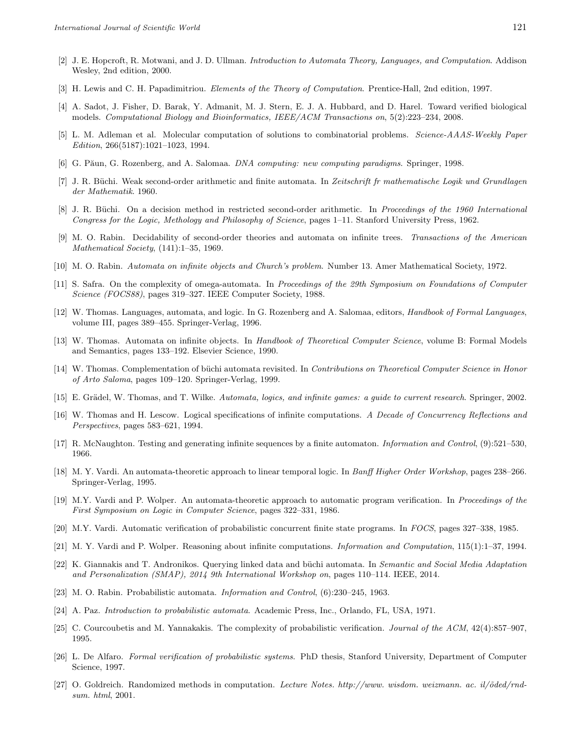[2] J. E. Hopcroft, R. Motwani, and J. D. Ullman. *Introduction to Automata Theory, Languages, and Computation*. Addison Wesley, 2nd edition, 2000.

[3] H. Lewis and C. H. Papadimitriou. *Elements of the Theory of Computation*. Prentice-Hall, 2nd edition, 1997.

[4] A. Sadot, J. Fisher, D. Barak, Y. Admanit, M. J. Stern, E. J. A. Hubbard, and D. Harel. Toward verified biological models. *Computational Biology and Bioinformatics, IEEE/ACM Transactions on*, 5(2):223–234, 2008.

[5] L. M. Adleman et al. Molecular computation of solutions to combinatorial problems. *Science-AAAS-Weekly Paper Edition*, 266(5187):1021–1023, 1994.

[6] G. Păun, G. Rozenberg, and A. Salomaa. *DNA computing: new computing paradigms*. Springer, 1998.

[7] J. R. Büchi. Weak second-order arithmetic and finite automata. In *Zeitschrift fr mathematische Logik und Grundlagen der Mathematik*. 1960.

[8] J. R. Büchi. On a decision method in restricted second-order arithmetic. In *Proceedings of the 1960 International Congress for the Logic, Methology and Philosophy of Science*, pages 1–11. Stanford University Press, 1962.

[9] M. O. Rabin. Decidability of second-order theories and automata on infinite trees. *Transactions of the American Mathematical Society*, (141):1–35, 1969.

[10] M. O. Rabin. *Automata on infinite objects and Church's problem*. Number 13. Amer Mathematical Society, 1972.

[11] S. Safra. On the complexity of omega-automata. In *Proceedings of the 29th Symposium on Foundations of Computer Science (FOCS88)*, pages 319–327. IEEE Computer Society, 1988.

[12] W. Thomas. Languages, automata, and logic. In G. Rozenberg and A. Salomaa, editors, *Handbook of Formal Languages*, volume III, pages 389–455. Springer-Verlag, 1996.

[13] W. Thomas. Automata on infinite objects. In *Handbook of Theoretical Computer Science*, volume B: Formal Models and Semantics, pages 133–192. Elsevier Science, 1990.

[14] W. Thomas. Complementation of büchi automata revisited. In *Contributions on Theoretical Computer Science in Honor of Arto Saloma*, pages 109–120. Springer-Verlag, 1999.

[15] E. Grädel, W. Thomas, and T. Wilke. *Automata, logics, and infinite games: a guide to current research*. Springer, 2002.

[16] W. Thomas and H. Lescow. Logical specifications of infinite computations. *A Decade of Concurrency Reflections and Perspectives*, pages 583–621, 1994.

[17] R. McNaughton. Testing and generating infinite sequences by a finite automaton. *Information and Control*, (9):521–530, 1966.

[18] M. Y. Vardi. An automata-theoretic approach to linear temporal logic. In *Banff Higher Order Workshop*, pages 238–266. Springer-Verlag, 1995.

[19] M.Y. Vardi and P. Wolper. An automata-theoretic approach to automatic program verification. In *Proceedings of the First Symposium on Logic in Computer Science*, pages 322–331, 1986.

[20] M.Y. Vardi. Automatic verification of probabilistic concurrent finite state programs. In *FOCS*, pages 327–338, 1985.

[21] M. Y. Vardi and P. Wolper. Reasoning about infinite computations. *Information and Computation*, 115(1):1–37, 1994.

[22] K. Giannakis and T. Andronikos. Querying linked data and büchi automata. In *Semantic and Social Media Adaptation and Personalization (SMAP), 2014 9th International Workshop on*, pages 110–114. IEEE, 2014.

[23] M. O. Rabin. Probabilistic automata. *Information and Control*, (6):230–245, 1963.

[24] A. Paz. *Introduction to probabilistic automata*. Academic Press, Inc., Orlando, FL, USA, 1971.

[25] C. Courcoubetis and M. Yannakakis. The complexity of probabilistic verification. *Journal of the ACM*, 42(4):857–907, 1995.

[26] L. De Alfaro. *Formal verification of probabilistic systems*. PhD thesis, Stanford University, Department of Computer Science, 1997.

[27] O. Goldreich. Randomized methods in computation. *Lecture Notes. http://www. wisdom. weizmann. ac. il/õded/rnd-sum. html*, 2001.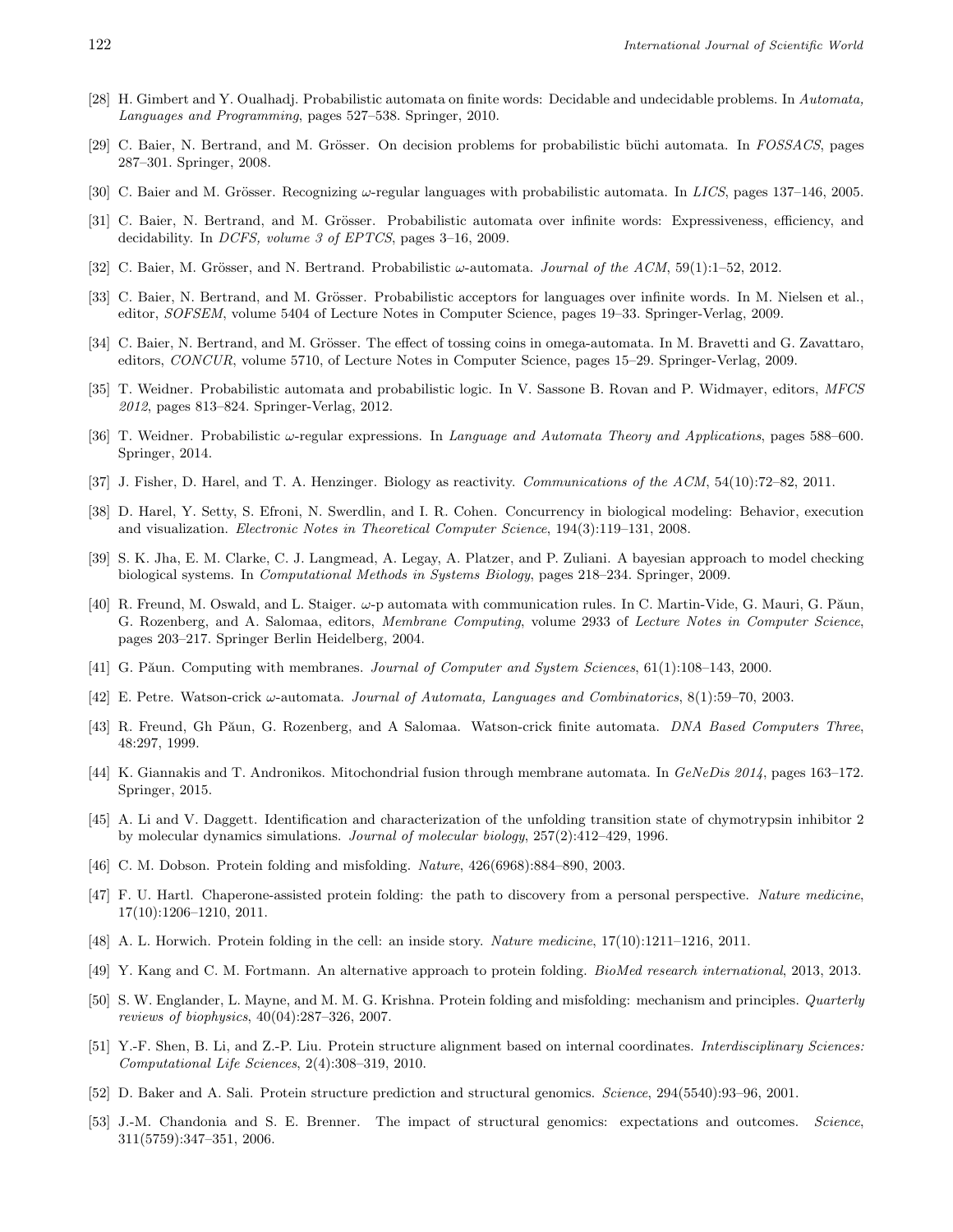[28] H. Gimbert and Y. Oualhadj. Probabilistic automata on finite words: Decidable and undecidable problems. In *Automata, Languages and Programming*, pages 527–538. Springer, 2010.

[29] C. Baier, N. Bertrand, and M. Grösser. On decision problems for probabilistic büchi automata. In *FOSSACS*, pages 287–301. Springer, 2008.

[30] C. Baier and M. Grösser. Recognizing $\omega$-regular languages with probabilistic automata. In *LICS*, pages 137–146, 2005.

[31] C. Baier, N. Bertrand, and M. Grösser. Probabilistic automata over infinite words: Expressiveness, efficiency, and decidability. In *DCFS, volume 3 of EPTCS*, pages 3–16, 2009.

[32] C. Baier, M. Grösser, and N. Bertrand. Probabilistic $\omega$-automata. *Journal of the ACM*, 59(1):1–52, 2012.

[33] C. Baier, N. Bertrand, and M. Grösser. Probabilistic acceptors for languages over infinite words. In M. Nielsen et al., editor, *SOFSEM*, volume 5404 of Lecture Notes in Computer Science, pages 19–33. Springer-Verlag, 2009.

[34] C. Baier, N. Bertrand, and M. Grösser. The effect of tossing coins in omega-automata. In M. Bravetti and G. Zavattaro, editors, *CONCUR*, volume 5710, of Lecture Notes in Computer Science, pages 15–29. Springer-Verlag, 2009.

[35] T. Weidner. Probabilistic automata and probabilistic logic. In V. Sassone B. Rovan and P. Widmayer, editors, *MFCS 2012*, pages 813–824. Springer-Verlag, 2012.

[36] T. Weidner. Probabilistic $\omega$-regular expressions. In *Language and Automata Theory and Applications*, pages 588–600. Springer, 2014.

[37] J. Fisher, D. Harel, and T. A. Henzinger. Biology as reactivity. *Communications of the ACM*, 54(10):72–82, 2011.

[38] D. Harel, Y. Setty, S. Efroni, N. Swerdlin, and I. R. Cohen. Concurrency in biological modeling: Behavior, execution and visualization. *Electronic Notes in Theoretical Computer Science*, 194(3):119–131, 2008.

[39] S. K. Jha, E. M. Clarke, C. J. Langmead, A. Legay, A. Platzer, and P. Zuliani. A bayesian approach to model checking biological systems. In *Computational Methods in Systems Biology*, pages 218–234. Springer, 2009.

[40] R. Freund, M. Oswald, and L. Staiger. $\omega$-p automata with communication rules. In C. Martin-Vide, G. Mauri, G. Păun, G. Rozenberg, and A. Salomaa, editors, *Membrane Computing*, volume 2933 of *Lecture Notes in Computer Science*, pages 203–217. Springer Berlin Heidelberg, 2004.

[41] G. Păun. Computing with membranes. *Journal of Computer and System Sciences*, 61(1):108–143, 2000.

[42] E. Petre. Watson-crick $\omega$-automata. *Journal of Automata, Languages and Combinatorics*, 8(1):59–70, 2003.

[43] R. Freund, Gh Păun, G. Rozenberg, and A Salomaa. Watson-crick finite automata. *DNA Based Computers Three*, 48:297, 1999.

[44] K. Giannakis and T. Andronikos. Mitochondrial fusion through membrane automata. In *GeNeDis 2014*, pages 163–172. Springer, 2015.

[45] A. Li and V. Daggett. Identification and characterization of the unfolding transition state of chymotrypsin inhibitor 2 by molecular dynamics simulations. *Journal of molecular biology*, 257(2):412–429, 1996.

[46] C. M. Dobson. Protein folding and misfolding. *Nature*, 426(6968):884–890, 2003.

[47] F. U. Hartl. Chaperone-assisted protein folding: the path to discovery from a personal perspective. *Nature medicine*, 17(10):1206–1210, 2011.

[48] A. L. Horwich. Protein folding in the cell: an inside story. *Nature medicine*, 17(10):1211–1216, 2011.

[49] Y. Kang and C. M. Fortmann. An alternative approach to protein folding. *BioMed research international*, 2013, 2013.

[50] S. W. Englander, L. Mayne, and M. M. G. Krishna. Protein folding and misfolding: mechanism and principles. *Quarterly reviews of biophysics*, 40(04):287–326, 2007.

[51] Y.-F. Shen, B. Li, and Z.-P. Liu. Protein structure alignment based on internal coordinates. *Interdisciplinary Sciences: Computational Life Sciences*, 2(4):308–319, 2010.

[52] D. Baker and A. Sali. Protein structure prediction and structural genomics. *Science*, 294(5540):93–96, 2001.

[53] J.-M. Chandonia and S. E. Brenner. The impact of structural genomics: expectations and outcomes. *Science*, 311(5759):347–351, 2006.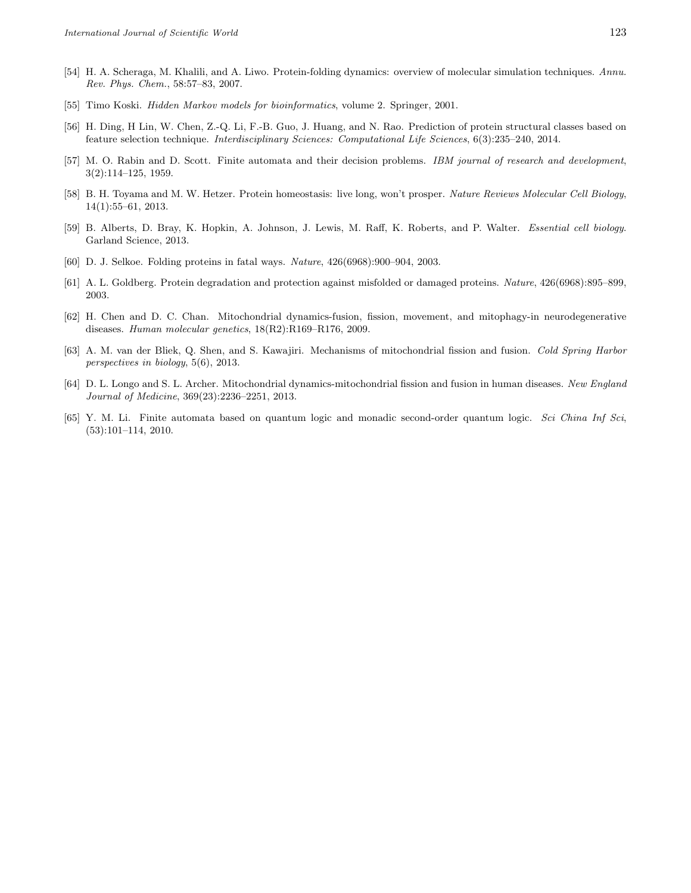[54] H. A. Scheraga, M. Khalili, and A. Liwo. Protein-folding dynamics: overview of molecular simulation techniques. *Annu. Rev. Phys. Chem.*, 58:57–83, 2007.

[55] Timo Koski. *Hidden Markov models for bioinformatics*, volume 2. Springer, 2001.

[56] H. Ding, H Lin, W. Chen, Z.-Q. Li, F.-B. Guo, J. Huang, and N. Rao. Prediction of protein structural classes based on feature selection technique. *Interdisciplinary Sciences: Computational Life Sciences*, 6(3):235–240, 2014.

[57] M. O. Rabin and D. Scott. Finite automata and their decision problems. *IBM journal of research and development*, 3(2):114–125, 1959.

[58] B. H. Toyama and M. W. Hetzer. Protein homeostasis: live long, won't prosper. *Nature Reviews Molecular Cell Biology*, 14(1):55–61, 2013.

[59] B. Alberts, D. Bray, K. Hopkin, A. Johnson, J. Lewis, M. Raff, K. Roberts, and P. Walter. *Essential cell biology*. Garland Science, 2013.

[60] D. J. Selkoe. Folding proteins in fatal ways. *Nature*, 426(6968):900–904, 2003.

[61] A. L. Goldberg. Protein degradation and protection against misfolded or damaged proteins. *Nature*, 426(6968):895–899, 2003.

[62] H. Chen and D. C. Chan. Mitochondrial dynamics-fusion, fission, movement, and mitophagy-in neurodegenerative diseases. *Human molecular genetics*, 18(R2):R169–R176, 2009.

[63] A. M. van der Bliek, Q. Shen, and S. Kawajiri. Mechanisms of mitochondrial fission and fusion. *Cold Spring Harbor perspectives in biology*, 5(6), 2013.

[64] D. L. Longo and S. L. Archer. Mitochondrial dynamics-mitochondrial fission and fusion in human diseases. *New England Journal of Medicine*, 369(23):2236–2251, 2013.

[65] Y. M. Li. Finite automata based on quantum logic and monadic second-order quantum logic. *Sci China Inf Sci*, (53):101–114, 2010.